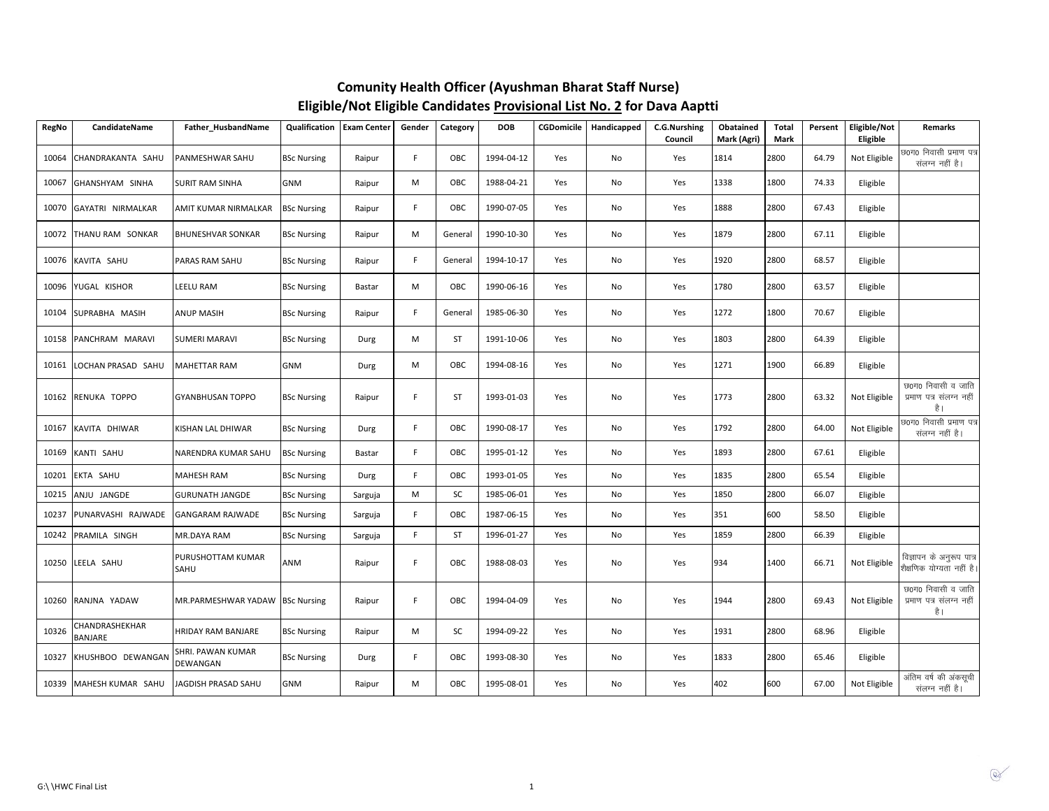## Comunity Health Officer (Ayushman Bharat Staff Nurse)
## Eligible/Not Eligible Candidates Provisional List No. 2 for Dava Aaptti

| RegNo | CandidateName | Father_HusbandName | Qualification | Exam Center | Gender | Category | DOB | CGDomicile | Handicapped | C.G.Nurshing Council | Obatained Mark (Agri) | Total Mark | Persent | Eligible/Not Eligible | Remarks |
|---|---|---|---|---|---|---|---|---|---|---|---|---|---|---|---|
| 10064 | CHANDRAKANTA SAHU | PANMESHWAR SAHU | BSc Nursing | Raipur | F | OBC | 1994-04-12 | Yes | No | Yes | 1814 | 2800 | 64.79 | Not Eligible | छ0ग0 निवासी प्रमाण पत्र संलग्न नहीं है। |
| 10067 | GHANSHYAM SINHA | SURIT RAM SINHA | GNM | Raipur | M | OBC | 1988-04-21 | Yes | No | Yes | 1338 | 1800 | 74.33 | Eligible | |
| 10070 | GAYATRI NIRMALKAR | AMIT KUMAR NIRMALKAR | BSc Nursing | Raipur | F | OBC | 1990-07-05 | Yes | No | Yes | 1888 | 2800 | 67.43 | Eligible | |
| 10072 | THANU RAM SONKAR | BHUNESHVAR SONKAR | BSc Nursing | Raipur | M | General | 1990-10-30 | Yes | No | Yes | 1879 | 2800 | 67.11 | Eligible | |
| 10076 | KAVITA SAHU | PARAS RAM SAHU | BSc Nursing | Raipur | F | General | 1994-10-17 | Yes | No | Yes | 1920 | 2800 | 68.57 | Eligible | |
| 10096 | YUGAL KISHOR | LEELU RAM | BSc Nursing | Bastar | M | OBC | 1990-06-16 | Yes | No | Yes | 1780 | 2800 | 63.57 | Eligible | |
| 10104 | SUPRABHA MASIH | ANUP MASIH | BSc Nursing | Raipur | F | General | 1985-06-30 | Yes | No | Yes | 1272 | 1800 | 70.67 | Eligible | |
| 10158 | PANCHRAM MARAVI | SUMERI MARAVI | BSc Nursing | Durg | M | ST | 1991-10-06 | Yes | No | Yes | 1803 | 2800 | 64.39 | Eligible | |
| 10161 | LOCHAN PRASAD SAHU | MAHETTAR RAM | GNM | Durg | M | OBC | 1994-08-16 | Yes | No | Yes | 1271 | 1900 | 66.89 | Eligible | |
| 10162 | RENUKA TOPPO | GYANBHUSAN TOPPO | BSc Nursing | Raipur | F | ST | 1993-01-03 | Yes | No | Yes | 1773 | 2800 | 63.32 | Not Eligible | छ0ग0 निवासी व जाति प्रमाण पत्र संलग्न नहीं है। |
| 10167 | KAVITA DHIWAR | KISHAN LAL DHIWAR | BSc Nursing | Durg | F | OBC | 1990-08-17 | Yes | No | Yes | 1792 | 2800 | 64.00 | Not Eligible | छ0ग0 निवासी प्रमाण पत्र संलग्न नहीं है। |
| 10169 | KANTI SAHU | NARENDRA KUMAR SAHU | BSc Nursing | Bastar | F | OBC | 1995-01-12 | Yes | No | Yes | 1893 | 2800 | 67.61 | Eligible | |
| 10201 | EKTA SAHU | MAHESH RAM | BSc Nursing | Durg | F | OBC | 1993-01-05 | Yes | No | Yes | 1835 | 2800 | 65.54 | Eligible | |
| 10215 | ANJU JANGDE | GURUNATH JANGDE | BSc Nursing | Sarguja | M | SC | 1985-06-01 | Yes | No | Yes | 1850 | 2800 | 66.07 | Eligible | |
| 10237 | PUNARVASHI RAJWADE | GANGARAM RAJWADE | BSc Nursing | Sarguja | F | OBC | 1987-06-15 | Yes | No | Yes | 351 | 600 | 58.50 | Eligible | |
| 10242 | PRAMILA SINGH | MR.DAYA RAM | BSc Nursing | Sarguja | F | ST | 1996-01-27 | Yes | No | Yes | 1859 | 2800 | 66.39 | Eligible | |
| 10250 | LEELA SAHU | PURUSHOTTAM KUMAR SAHU | ANM | Raipur | F | OBC | 1988-08-03 | Yes | No | Yes | 934 | 1400 | 66.71 | Not Eligible | विज्ञापन के अनुरूप पात्र शैक्षणिक योग्यता नहीं है। |
| 10260 | RANJNA YADAW | MR.PARMESHWAR YADAW | BSc Nursing | Raipur | F | OBC | 1994-04-09 | Yes | No | Yes | 1944 | 2800 | 69.43 | Not Eligible | छ0ग0 निवासी व जाति प्रमाण पत्र संलग्न नहीं है। |
| 10326 | CHANDRASHEKHAR BANJARE | HRIDAY RAM BANJARE | BSc Nursing | Raipur | M | SC | 1994-09-22 | Yes | No | Yes | 1931 | 2800 | 68.96 | Eligible | |
| 10327 | KHUSHBOO DEWANGAN | SHRI. PAWAN KUMAR DEWANGAN | BSc Nursing | Durg | F | OBC | 1993-08-30 | Yes | No | Yes | 1833 | 2800 | 65.46 | Eligible | |
| 10339 | MAHESH KUMAR SAHU | JAGDISH PRASAD SAHU | GNM | Raipur | M | OBC | 1995-08-01 | Yes | No | Yes | 402 | 600 | 67.00 | Not Eligible | अंतिम वर्ष की अंकसूची संलग्न नहीं है। |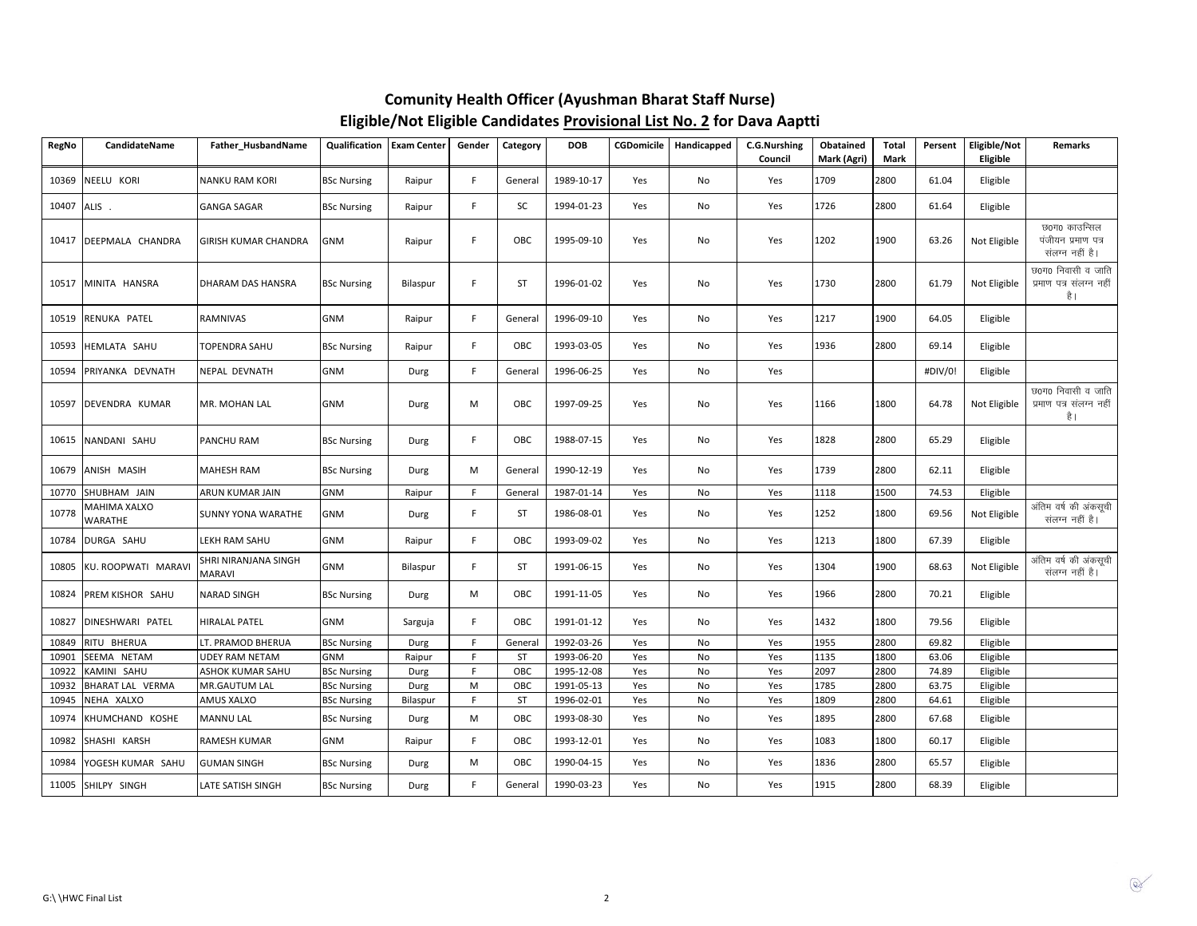## Comunity Health Officer (Ayushman Bharat Staff Nurse)

## Eligible/Not Eligible Candidates Provisional List No. 2 for Dava Aaptti

| RegNo | CandidateName | Father_HusbandName | Qualification | Exam Center | Gender | Category | DOB | CGDomicile | Handicapped | C.G.Nurshing Council | Obatained Mark (Agri) | Total Mark | Persent | Eligible/Not Eligible | Remarks |
|---|---|---|---|---|---|---|---|---|---|---|---|---|---|---|---|
| 10369 | NEELU KORI | NANKU RAM KORI | BSc Nursing | Raipur | F | General | 1989-10-17 | Yes | No | Yes | 1709 | 2800 | 61.04 | Eligible | |
| 10407 | ALIS . | GANGA SAGAR | BSc Nursing | Raipur | F | SC | 1994-01-23 | Yes | No | Yes | 1726 | 2800 | 61.64 | Eligible | |
| 10417 | DEEPMALA CHANDRA | GIRISH KUMAR CHANDRA | GNM | Raipur | F | OBC | 1995-09-10 | Yes | No | Yes | 1202 | 1900 | 63.26 | Not Eligible | छ0ग0 काउन्सिल पंजीयन प्रमाण पत्र संलग्न नहीं है। |
| 10517 | MINITA HANSRA | DHARAM DAS HANSRA | BSc Nursing | Bilaspur | F | ST | 1996-01-02 | Yes | No | Yes | 1730 | 2800 | 61.79 | Not Eligible | छ0ग0 निवासी व जाति प्रमाण पत्र संलग्न नहीं है। |
| 10519 | RENUKA PATEL | RAMNIVAS | GNM | Raipur | F | General | 1996-09-10 | Yes | No | Yes | 1217 | 1900 | 64.05 | Eligible | |
| 10593 | HEMLATA SAHU | TOPENDRA SAHU | BSc Nursing | Raipur | F | OBC | 1993-03-05 | Yes | No | Yes | 1936 | 2800 | 69.14 | Eligible | |
| 10594 | PRIYANKA DEVNATH | NEPAL DEVNATH | GNM | Durg | F | General | 1996-06-25 | Yes | No | Yes | | | #DIV/0! | Eligible | |
| 10597 | DEVENDRA KUMAR | MR. MOHAN LAL | GNM | Durg | M | OBC | 1997-09-25 | Yes | No | Yes | 1166 | 1800 | 64.78 | Not Eligible | छ0ग0 निवासी व जाति प्रमाण पत्र संलग्न नहीं है। |
| 10615 | NANDANI SAHU | PANCHU RAM | BSc Nursing | Durg | F | OBC | 1988-07-15 | Yes | No | Yes | 1828 | 2800 | 65.29 | Eligible | |
| 10679 | ANISH MASIH | MAHESH RAM | BSc Nursing | Durg | M | General | 1990-12-19 | Yes | No | Yes | 1739 | 2800 | 62.11 | Eligible | |
| 10770 | SHUBHAM JAIN | ARUN KUMAR JAIN | GNM | Raipur | F | General | 1987-01-14 | Yes | No | Yes | 1118 | 1500 | 74.53 | Eligible | |
| 10778 | MAHIMA XALXO WARATHE | SUNNY YONA WARATHE | GNM | Durg | F | ST | 1986-08-01 | Yes | No | Yes | 1252 | 1800 | 69.56 | Not Eligible | अंतिम वर्ष की अंकसूची संलग्न नहीं है। |
| 10784 | DURGA SAHU | LEKH RAM SAHU | GNM | Raipur | F | OBC | 1993-09-02 | Yes | No | Yes | 1213 | 1800 | 67.39 | Eligible | |
| 10805 | KU. ROOPWATI MARAVI | SHRI NIRANJANA SINGH MARAVI | GNM | Bilaspur | F | ST | 1991-06-15 | Yes | No | Yes | 1304 | 1900 | 68.63 | Not Eligible | अंतिम वर्ष की अंकसूची संलग्न नहीं है। |
| 10824 | PREM KISHOR SAHU | NARAD SINGH | BSc Nursing | Durg | M | OBC | 1991-11-05 | Yes | No | Yes | 1966 | 2800 | 70.21 | Eligible | |
| 10827 | DINESHWARI PATEL | HIRALAL PATEL | GNM | Sarguja | F | OBC | 1991-01-12 | Yes | No | Yes | 1432 | 1800 | 79.56 | Eligible | |
| 10849 | RITU BHERUA | LT. PRAMOD BHERUA | BSc Nursing | Durg | F | General | 1992-03-26 | Yes | No | Yes | 1955 | 2800 | 69.82 | Eligible | |
| 10901 | SEEMA NETAM | UDEY RAM NETAM | GNM | Raipur | F | ST | 1993-06-20 | Yes | No | Yes | 1135 | 1800 | 63.06 | Eligible | |
| 10922 | KAMINI SAHU | ASHOK KUMAR SAHU | BSc Nursing | Durg | F | OBC | 1995-12-08 | Yes | No | Yes | 2097 | 2800 | 74.89 | Eligible | |
| 10932 | BHARAT LAL VERMA | MR.GAUTUM LAL | BSc Nursing | Durg | M | OBC | 1991-05-13 | Yes | No | Yes | 1785 | 2800 | 63.75 | Eligible | |
| 10945 | NEHA XALXO | AMUS XALXO | BSc Nursing | Bilaspur | F | ST | 1996-02-01 | Yes | No | Yes | 1809 | 2800 | 64.61 | Eligible | |
| 10974 | KHUMCHAND KOSHE | MANNU LAL | BSc Nursing | Durg | M | OBC | 1993-08-30 | Yes | No | Yes | 1895 | 2800 | 67.68 | Eligible | |
| 10982 | SHASHI KARSH | RAMESH KUMAR | GNM | Raipur | F | OBC | 1993-12-01 | Yes | No | Yes | 1083 | 1800 | 60.17 | Eligible | |
| 10984 | YOGESH KUMAR SAHU | GUMAN SINGH | BSc Nursing | Durg | M | OBC | 1990-04-15 | Yes | No | Yes | 1836 | 2800 | 65.57 | Eligible | |
| 11005 | SHILPY SINGH | LATE SATISH SINGH | BSc Nursing | Durg | F | General | 1990-03-23 | Yes | No | Yes | 1915 | 2800 | 68.39 | Eligible | |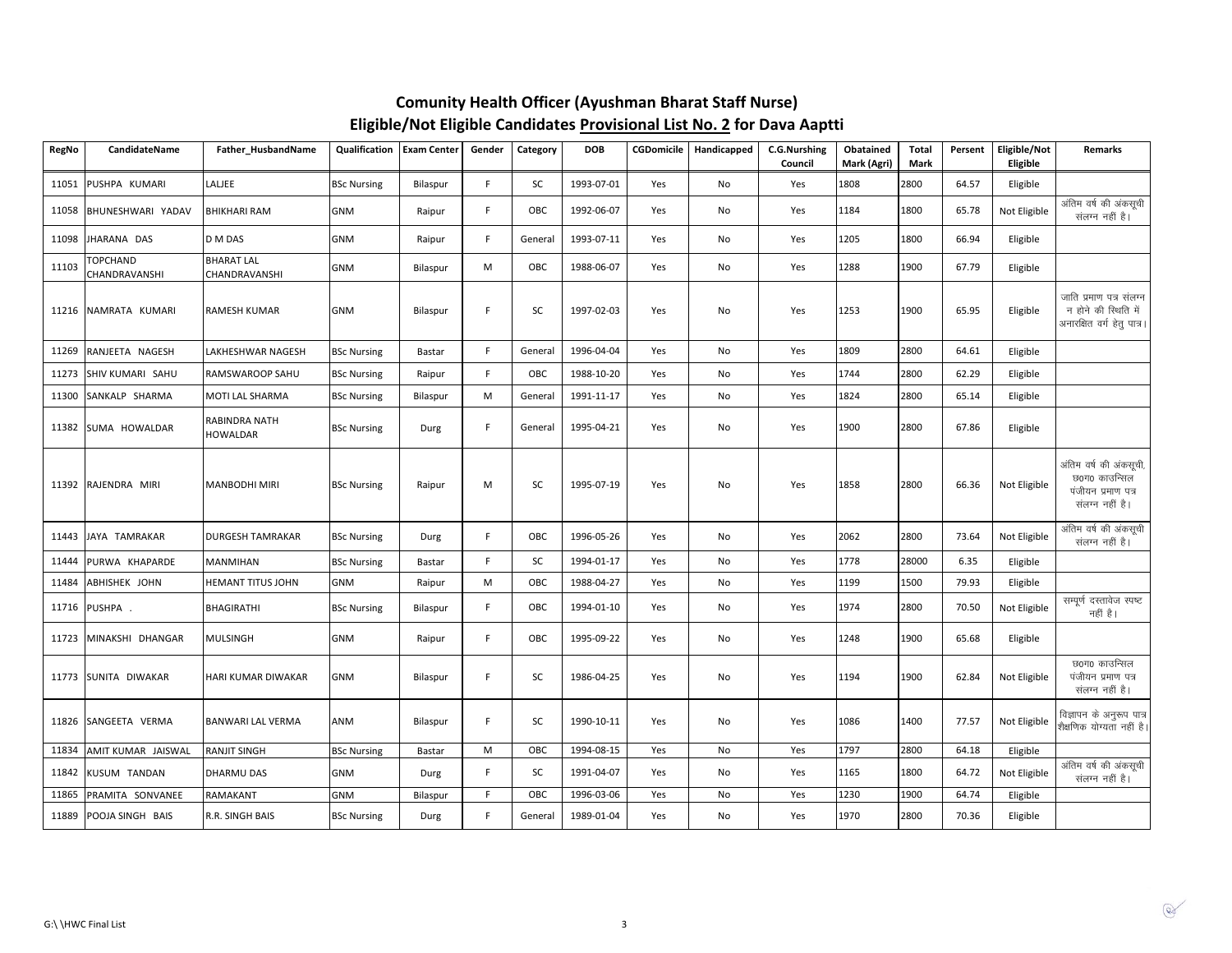## Comunity Health Officer (Ayushman Bharat Staff Nurse)
## Eligible/Not Eligible Candidates Provisional List No. 2 for Dava Aaptti

| RegNo | CandidateName | Father_HusbandName | Qualification | Exam Center | Gender | Category | DOB | CGDomicile | Handicapped | C.G.Nurshing Council | Obatained Mark (Agri) | Total Mark | Persent | Eligible/Not Eligible | Remarks |
|---|---|---|---|---|---|---|---|---|---|---|---|---|---|---|---|
| 11051 | PUSHPA KUMARI | LALJEE | BSc Nursing | Bilaspur | F | SC | 1993-07-01 | Yes | No | Yes | 1808 | 2800 | 64.57 | Eligible | |
| 11058 | BHUNESHWARI YADAV | BHIKHARI RAM | GNM | Raipur | F | OBC | 1992-06-07 | Yes | No | Yes | 1184 | 1800 | 65.78 | Not Eligible | अंतिम वर्ष की अंकसूची संलग्न नहीं है। |
| 11098 | JHARANA DAS | D M DAS | GNM | Raipur | F | General | 1993-07-11 | Yes | No | Yes | 1205 | 1800 | 66.94 | Eligible | |
| 11103 | TOPCHAND CHANDRAVANSHI | BHARAT LAL CHANDRAVANSHI | GNM | Bilaspur | M | OBC | 1988-06-07 | Yes | No | Yes | 1288 | 1900 | 67.79 | Eligible | |
| 11216 | NAMRATA KUMARI | RAMESH KUMAR | GNM | Bilaspur | F | SC | 1997-02-03 | Yes | No | Yes | 1253 | 1900 | 65.95 | Eligible | जाति प्रमाण पत्र संलग्न न होने की स्थिति में अनारक्षित वर्ग हेतु पात्र। |
| 11269 | RANJEETA NAGESH | LAKHESHWAR NAGESH | BSc Nursing | Bastar | F | General | 1996-04-04 | Yes | No | Yes | 1809 | 2800 | 64.61 | Eligible | |
| 11273 | SHIV KUMARI SAHU | RAMSWAROOP SAHU | BSc Nursing | Raipur | F | OBC | 1988-10-20 | Yes | No | Yes | 1744 | 2800 | 62.29 | Eligible | |
| 11300 | SANKALP SHARMA | MOTI LAL SHARMA | BSc Nursing | Bilaspur | M | General | 1991-11-17 | Yes | No | Yes | 1824 | 2800 | 65.14 | Eligible | |
| 11382 | SUMA HOWALDAR | RABINDRA NATH HOWALDAR | BSc Nursing | Durg | F | General | 1995-04-21 | Yes | No | Yes | 1900 | 2800 | 67.86 | Eligible | |
| 11392 | RAJENDRA MIRI | MANBODHI MIRI | BSc Nursing | Raipur | M | SC | 1995-07-19 | Yes | No | Yes | 1858 | 2800 | 66.36 | Not Eligible | अंतिम वर्ष की अंकसूची, छ0ग0 काउन्सिल पंजीयन प्रमाण पत्र संलग्न नहीं है। |
| 11443 | JAYA TAMRAKAR | DURGESH TAMRAKAR | BSc Nursing | Durg | F | OBC | 1996-05-26 | Yes | No | Yes | 2062 | 2800 | 73.64 | Not Eligible | अंतिम वर्ष की अंकसूची संलग्न नहीं है। |
| 11444 | PURWA KHAPARDE | MANMIHAN | BSc Nursing | Bastar | F | SC | 1994-01-17 | Yes | No | Yes | 1778 | 28000 | 6.35 | Eligible | |
| 11484 | ABHISHEK JOHN | HEMANT TITUS JOHN | GNM | Raipur | M | OBC | 1988-04-27 | Yes | No | Yes | 1199 | 1500 | 79.93 | Eligible | |
| 11716 | PUSHPA . | BHAGIRATHI | BSc Nursing | Bilaspur | F | OBC | 1994-01-10 | Yes | No | Yes | 1974 | 2800 | 70.50 | Not Eligible | सम्पूर्ण दस्तावेज स्पष्ट नहीं है। |
| 11723 | MINAKSHI DHANGAR | MULSINGH | GNM | Raipur | F | OBC | 1995-09-22 | Yes | No | Yes | 1248 | 1900 | 65.68 | Eligible | |
| 11773 | SUNITA DIWAKAR | HARI KUMAR DIWAKAR | GNM | Bilaspur | F | SC | 1986-04-25 | Yes | No | Yes | 1194 | 1900 | 62.84 | Not Eligible | छ0ग0 काउन्सिल पंजीयन प्रमाण पत्र संलग्न नहीं है। |
| 11826 | SANGEETA VERMA | BANWARI LAL VERMA | ANM | Bilaspur | F | SC | 1990-10-11 | Yes | No | Yes | 1086 | 1400 | 77.57 | Not Eligible | विज्ञापन के अनुरूप पात्र शैक्षणिक योग्यता नहीं है। |
| 11834 | AMIT KUMAR JAISWAL | RANJIT SINGH | BSc Nursing | Bastar | M | OBC | 1994-08-15 | Yes | No | Yes | 1797 | 2800 | 64.18 | Eligible | |
| 11842 | KUSUM TANDAN | DHARMU DAS | GNM | Durg | F | SC | 1991-04-07 | Yes | No | Yes | 1165 | 1800 | 64.72 | Not Eligible | अंतिम वर्ष की अंकसूची संलग्न नहीं है। |
| 11865 | PRAMITA SONVANEE | RAMAKANT | GNM | Bilaspur | F | OBC | 1996-03-06 | Yes | No | Yes | 1230 | 1900 | 64.74 | Eligible | |
| 11889 | POOJA SINGH BAIS | R.R. SINGH BAIS | BSc Nursing | Durg | F | General | 1989-01-04 | Yes | No | Yes | 1970 | 2800 | 70.36 | Eligible | |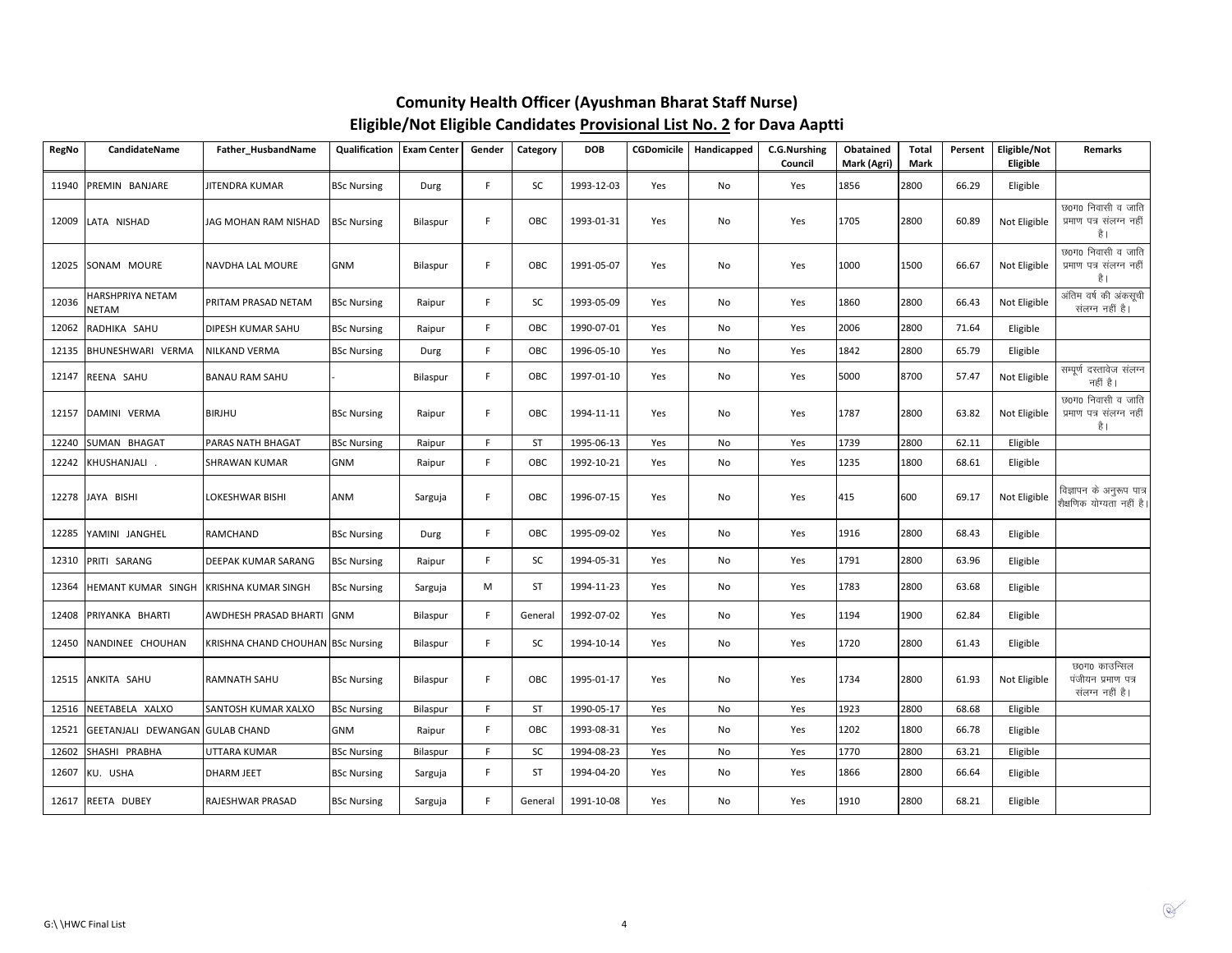## Comunity Health Officer (Ayushman Bharat Staff Nurse)

## Eligible/Not Eligible Candidates Provisional List No. 2 for Dava Aaptti

| RegNo | CandidateName | Father_HusbandName | Qualification | Exam Center | Gender | Category | DOB | CGDomicile | Handicapped | C.G.Nurshing Council | Obatained Mark (Agri) | Total Mark | Persent | Eligible/Not Eligible | Remarks |
|---|---|---|---|---|---|---|---|---|---|---|---|---|---|---|---|
| 11940 | PREMIN BANJARE | JITENDRA KUMAR | BSc Nursing | Durg | F | SC | 1993-12-03 | Yes | No | Yes | 1856 | 2800 | 66.29 | Eligible | |
| 12009 | LATA NISHAD | JAG MOHAN RAM NISHAD | BSc Nursing | Bilaspur | F | OBC | 1993-01-31 | Yes | No | Yes | 1705 | 2800 | 60.89 | Not Eligible | छ0ग0 निवासी व जाति प्रमाण पत्र संलग्न नहीं है। |
| 12025 | SONAM MOURE | NAVDHA LAL MOURE | GNM | Bilaspur | F | OBC | 1991-05-07 | Yes | No | Yes | 1000 | 1500 | 66.67 | Not Eligible | छ0ग0 निवासी व जाति प्रमाण पत्र संलग्न नहीं है। |
| 12036 | HARSHPRIYA NETAM NETAM | PRITAM PRASAD NETAM | BSc Nursing | Raipur | F | SC | 1993-05-09 | Yes | No | Yes | 1860 | 2800 | 66.43 | Not Eligible | अंतिम वर्ष की अंकसूची संलग्न नहीं है। |
| 12062 | RADHIKA SAHU | DIPESH KUMAR SAHU | BSc Nursing | Raipur | F | OBC | 1990-07-01 | Yes | No | Yes | 2006 | 2800 | 71.64 | Eligible | |
| 12135 | BHUNESHWARI VERMA | NILKAND VERMA | BSc Nursing | Durg | F | OBC | 1996-05-10 | Yes | No | Yes | 1842 | 2800 | 65.79 | Eligible | |
| 12147 | REENA SAHU | BANAU RAM SAHU | - | Bilaspur | F | OBC | 1997-01-10 | Yes | No | Yes | 5000 | 8700 | 57.47 | Not Eligible | सम्पूर्ण दस्तावेज संलग्न नहीं है। |
| 12157 | DAMINI VERMA | BIRJHU | BSc Nursing | Raipur | F | OBC | 1994-11-11 | Yes | No | Yes | 1787 | 2800 | 63.82 | Not Eligible | छ0ग0 निवासी व जाति प्रमाण पत्र संलग्न नहीं है। |
| 12240 | SUMAN BHAGAT | PARAS NATH BHAGAT | BSc Nursing | Raipur | F | ST | 1995-06-13 | Yes | No | Yes | 1739 | 2800 | 62.11 | Eligible | |
| 12242 | KHUSHANJALI . | SHRAWAN KUMAR | GNM | Raipur | F | OBC | 1992-10-21 | Yes | No | Yes | 1235 | 1800 | 68.61 | Eligible | |
| 12278 | JAYA BISHI | LOKESHWAR BISHI | ANM | Sarguja | F | OBC | 1996-07-15 | Yes | No | Yes | 415 | 600 | 69.17 | Not Eligible | विज्ञापन के अनुरूप पात्र शैक्षणिक योग्यता नहीं है। |
| 12285 | YAMINI JANGHEL | RAMCHAND | BSc Nursing | Durg | F | OBC | 1995-09-02 | Yes | No | Yes | 1916 | 2800 | 68.43 | Eligible | |
| 12310 | PRITI SARANG | DEEPAK KUMAR SARANG | BSc Nursing | Raipur | F | SC | 1994-05-31 | Yes | No | Yes | 1791 | 2800 | 63.96 | Eligible | |
| 12364 | HEMANT KUMAR SINGH | KRISHNA KUMAR SINGH | BSc Nursing | Sarguja | M | ST | 1994-11-23 | Yes | No | Yes | 1783 | 2800 | 63.68 | Eligible | |
| 12408 | PRIYANKA BHARTI | AWDHESH PRASAD BHARTI | GNM | Bilaspur | F | General | 1992-07-02 | Yes | No | Yes | 1194 | 1900 | 62.84 | Eligible | |
| 12450 | NANDINEE CHOUHAN | KRISHNA CHAND CHOUHAN | BSc Nursing | Bilaspur | F | SC | 1994-10-14 | Yes | No | Yes | 1720 | 2800 | 61.43 | Eligible | |
| 12515 | ANKITA SAHU | RAMNATH SAHU | BSc Nursing | Bilaspur | F | OBC | 1995-01-17 | Yes | No | Yes | 1734 | 2800 | 61.93 | Not Eligible | छ0ग0 काउन्सिल पंजीयन प्रमाण पत्र संलग्न नहीं है। |
| 12516 | NEETABELA XALXO | SANTOSH KUMAR XALXO | BSc Nursing | Bilaspur | F | ST | 1990-05-17 | Yes | No | Yes | 1923 | 2800 | 68.68 | Eligible | |
| 12521 | GEETANJALI DEWANGAN | GULAB CHAND | GNM | Raipur | F | OBC | 1993-08-31 | Yes | No | Yes | 1202 | 1800 | 66.78 | Eligible | |
| 12602 | SHASHI PRABHA | UTTARA KUMAR | BSc Nursing | Bilaspur | F | SC | 1994-08-23 | Yes | No | Yes | 1770 | 2800 | 63.21 | Eligible | |
| 12607 | KU. USHA | DHARM JEET | BSc Nursing | Sarguja | F | ST | 1994-04-20 | Yes | No | Yes | 1866 | 2800 | 66.64 | Eligible | |
| 12617 | REETA DUBEY | RAJESHWAR PRASAD | BSc Nursing | Sarguja | F | General | 1991-10-08 | Yes | No | Yes | 1910 | 2800 | 68.21 | Eligible | |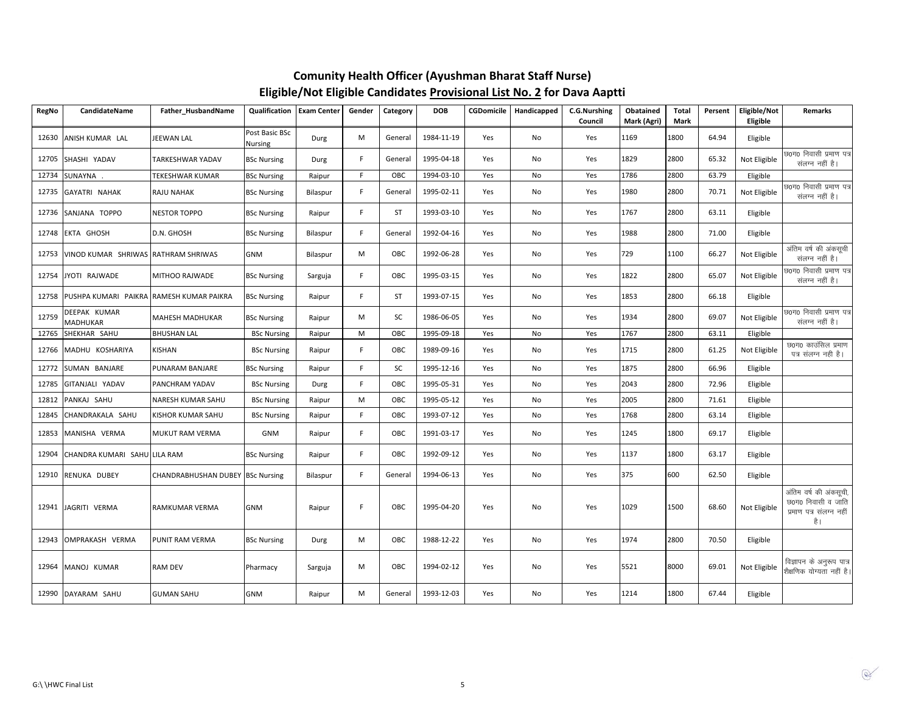## Comunity Health Officer (Ayushman Bharat Staff Nurse)
## Eligible/Not Eligible Candidates Provisional List No. 2 for Dava Aaptti

| RegNo | CandidateName | Father_HusbandName | Qualification | Exam Center | Gender | Category | DOB | CGDomicile | Handicapped | C.G.Nurshing Council | Obatained Mark (Agri) | Total Mark | Persent | Eligible/Not Eligible | Remarks |
|---|---|---|---|---|---|---|---|---|---|---|---|---|---|---|---|
| 12630 | ANISH KUMAR LAL | JEEWAN LAL | Post Basic BSc Nursing | Durg | M | General | 1984-11-19 | Yes | No | Yes | 1169 | 1800 | 64.94 | Eligible | |
| 12705 | SHASHI YADAV | TARKESHWAR YADAV | BSc Nursing | Durg | F | General | 1995-04-18 | Yes | No | Yes | 1829 | 2800 | 65.32 | Not Eligible | छ0ग0 निवासी प्रमाण पत्र संलग्न नहीं है। |
| 12734 | SUNAYNA . | TEKESHWAR KUMAR | BSc Nursing | Raipur | F | OBC | 1994-03-10 | Yes | No | Yes | 1786 | 2800 | 63.79 | Eligible | |
| 12735 | GAYATRI NAHAK | RAJU NAHAK | BSc Nursing | Bilaspur | F | General | 1995-02-11 | Yes | No | Yes | 1980 | 2800 | 70.71 | Not Eligible | छ0ग0 निवासी प्रमाण पत्र संलग्न नहीं है। |
| 12736 | SANJANA TOPPO | NESTOR TOPPO | BSc Nursing | Raipur | F | ST | 1993-03-10 | Yes | No | Yes | 1767 | 2800 | 63.11 | Eligible | |
| 12748 | EKTA GHOSH | D.N. GHOSH | BSc Nursing | Bilaspur | F | General | 1992-04-16 | Yes | No | Yes | 1988 | 2800 | 71.00 | Eligible | |
| 12753 | VINOD KUMAR SHRIWAS | RATHRAM SHRIWAS | GNM | Bilaspur | M | OBC | 1992-06-28 | Yes | No | Yes | 729 | 1100 | 66.27 | Not Eligible | अंतिम वर्ष की अंकसूची संलग्न नहीं है। |
| 12754 | JYOTI RAJWADE | MITHOO RAJWADE | BSc Nursing | Sarguja | F | OBC | 1995-03-15 | Yes | No | Yes | 1822 | 2800 | 65.07 | Not Eligible | छ0ग0 निवासी प्रमाण पत्र संलग्न नहीं है। |
| 12758 | PUSHPA KUMARI PAIKRA | RAMESH KUMAR PAIKRA | BSc Nursing | Raipur | F | ST | 1993-07-15 | Yes | No | Yes | 1853 | 2800 | 66.18 | Eligible | |
| 12759 | DEEPAK KUMAR MADHUKAR | MAHESH MADHUKAR | BSc Nursing | Raipur | M | SC | 1986-06-05 | Yes | No | Yes | 1934 | 2800 | 69.07 | Not Eligible | छ0ग0 निवासी प्रमाण पत्र संलग्न नहीं है। |
| 12765 | SHEKHAR SAHU | BHUSHAN LAL | BSc Nursing | Raipur | M | OBC | 1995-09-18 | Yes | No | Yes | 1767 | 2800 | 63.11 | Eligible | |
| 12766 | MADHU KOSHARIYA | KISHAN | BSc Nursing | Raipur | F | OBC | 1989-09-16 | Yes | No | Yes | 1715 | 2800 | 61.25 | Not Eligible | छ0ग0 काउंसिल प्रमाण पत्र संलग्न नही है। |
| 12772 | SUMAN BANJARE | PUNARAM BANJARE | BSc Nursing | Raipur | F | SC | 1995-12-16 | Yes | No | Yes | 1875 | 2800 | 66.96 | Eligible | |
| 12785 | GITANJALI YADAV | PANCHRAM YADAV | BSc Nursing | Durg | F | OBC | 1995-05-31 | Yes | No | Yes | 2043 | 2800 | 72.96 | Eligible | |
| 12812 | PANKAJ SAHU | NARESH KUMAR SAHU | BSc Nursing | Raipur | M | OBC | 1995-05-12 | Yes | No | Yes | 2005 | 2800 | 71.61 | Eligible | |
| 12845 | CHANDRAKALA SAHU | KISHOR KUMAR SAHU | BSc Nursing | Raipur | F | OBC | 1993-07-12 | Yes | No | Yes | 1768 | 2800 | 63.14 | Eligible | |
| 12853 | MANISHA VERMA | MUKUT RAM VERMA | GNM | Raipur | F | OBC | 1991-03-17 | Yes | No | Yes | 1245 | 1800 | 69.17 | Eligible | |
| 12904 | CHANDRA KUMARI SAHU | LILA RAM | BSc Nursing | Raipur | F | OBC | 1992-09-12 | Yes | No | Yes | 1137 | 1800 | 63.17 | Eligible | |
| 12910 | RENUKA DUBEY | CHANDRABHUSHAN DUBEY | BSc Nursing | Bilaspur | F | General | 1994-06-13 | Yes | No | Yes | 375 | 600 | 62.50 | Eligible | |
| 12941 | JAGRITI VERMA | RAMKUMAR VERMA | GNM | Raipur | F | OBC | 1995-04-20 | Yes | No | Yes | 1029 | 1500 | 68.60 | Not Eligible | अंतिम वर्ष की अंकसूची, छ0ग0 निवासी व जाति प्रमाण पत्र संलग्न नहीं है। |
| 12943 | OMPRAKASH VERMA | PUNIT RAM VERMA | BSc Nursing | Durg | M | OBC | 1988-12-22 | Yes | No | Yes | 1974 | 2800 | 70.50 | Eligible | |
| 12964 | MANOJ KUMAR | RAM DEV | Pharmacy | Sarguja | M | OBC | 1994-02-12 | Yes | No | Yes | 5521 | 8000 | 69.01 | Not Eligible | विज्ञापन के अनुरूप पात्र शैक्षणिक योग्यता नहीं है। |
| 12990 | DAYARAM SAHU | GUMAN SAHU | GNM | Raipur | M | General | 1993-12-03 | Yes | No | Yes | 1214 | 1800 | 67.44 | Eligible | |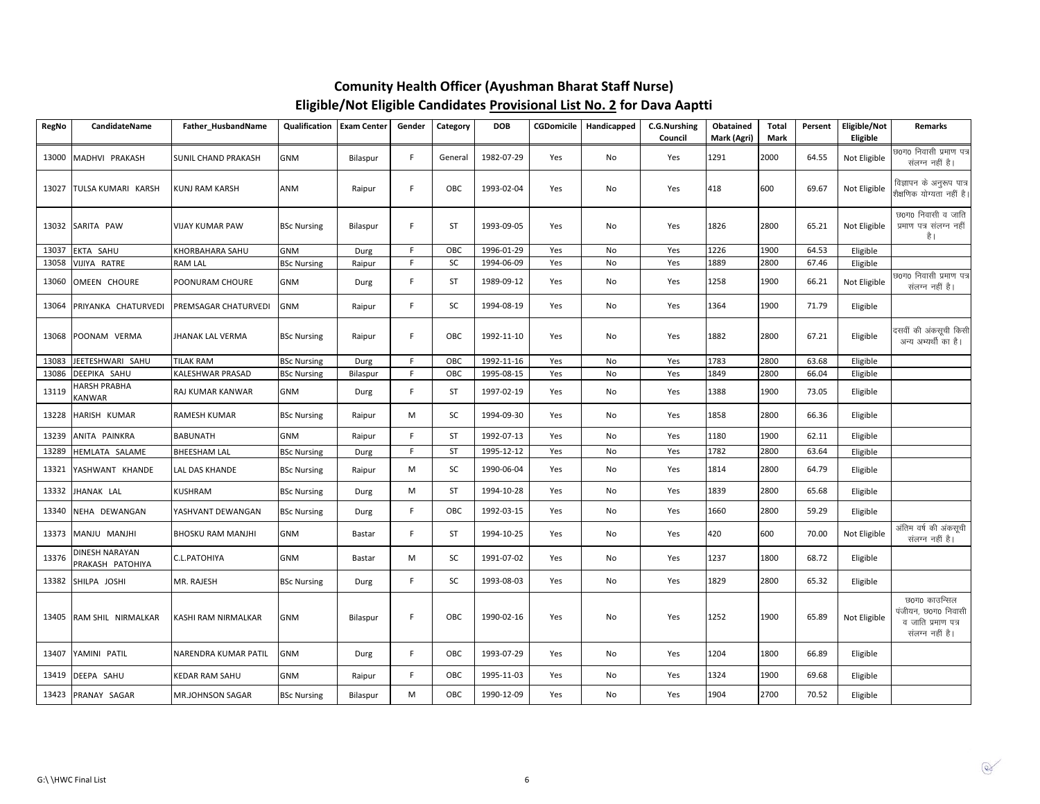# Comunity Health Officer (Ayushman Bharat Staff Nurse)
## Eligible/Not Eligible Candidates Provisional List No. 2 for Dava Aaptti

| RegNo | CandidateName | Father_HusbandName | Qualification | Exam Center | Gender | Category | DOB | CGDomicile | Handicapped | C.G.Nurshing Council | Obatained Mark (Agri) | Total Mark | Persent | Eligible/Not Eligible | Remarks |
|---|---|---|---|---|---|---|---|---|---|---|---|---|---|---|---|
| 13000 | MADHVI PRAKASH | SUNIL CHAND PRAKASH | GNM | Bilaspur | F | General | 1982-07-29 | Yes | No | Yes | 1291 | 2000 | 64.55 | Not Eligible | छ0ग0 निवासी प्रमाण पत्र संलग्न नहीं है। |
| 13027 | TULSA KUMARI KARSH | KUNJ RAM KARSH | ANM | Raipur | F | OBC | 1993-02-04 | Yes | No | Yes | 418 | 600 | 69.67 | Not Eligible | विज्ञापन के अनुरूप पात्र शैक्षणिक योग्यता नहीं है। |
| 13032 | SARITA PAW | VIJAY KUMAR PAW | BSc Nursing | Bilaspur | F | ST | 1993-09-05 | Yes | No | Yes | 1826 | 2800 | 65.21 | Not Eligible | छ0ग0 निवासी व जाति प्रमाण पत्र संलग्न नहीं है। |
| 13037 | EKTA SAHU | KHORBAHARA SAHU | GNM | Durg | F | OBC | 1996-01-29 | Yes | No | Yes | 1226 | 1900 | 64.53 | Eligible | |
| 13058 | VIJIYA RATRE | RAM LAL | BSc Nursing | Raipur | F | SC | 1994-06-09 | Yes | No | Yes | 1889 | 2800 | 67.46 | Eligible | |
| 13060 | OMEEN CHOURE | POONURAM CHOURE | GNM | Durg | F | ST | 1989-09-12 | Yes | No | Yes | 1258 | 1900 | 66.21 | Not Eligible | छ0ग0 निवासी प्रमाण पत्र संलग्न नहीं है। |
| 13064 | PRIYANKA CHATURVEDI | PREMSAGAR CHATURVEDI | GNM | Raipur | F | SC | 1994-08-19 | Yes | No | Yes | 1364 | 1900 | 71.79 | Eligible | |
| 13068 | POONAM VERMA | JHANAK LAL VERMA | BSc Nursing | Raipur | F | OBC | 1992-11-10 | Yes | No | Yes | 1882 | 2800 | 67.21 | Eligible | दसवीं की अंकसूची किसी अन्य अभ्यर्थी का है। |
| 13083 | JEETESHWARI SAHU | TILAK RAM | BSc Nursing | Durg | F | OBC | 1992-11-16 | Yes | No | Yes | 1783 | 2800 | 63.68 | Eligible | |
| 13086 | DEEPIKA SAHU | KALESHWAR PRASAD | BSc Nursing | Bilaspur | F | OBC | 1995-08-15 | Yes | No | Yes | 1849 | 2800 | 66.04 | Eligible | |
| 13119 | HARSH PRABHA KANWAR | RAJ KUMAR KANWAR | GNM | Durg | F | ST | 1997-02-19 | Yes | No | Yes | 1388 | 1900 | 73.05 | Eligible | |
| 13228 | HARISH KUMAR | RAMESH KUMAR | BSc Nursing | Raipur | M | SC | 1994-09-30 | Yes | No | Yes | 1858 | 2800 | 66.36 | Eligible | |
| 13239 | ANITA PAINKRA | BABUNATH | GNM | Raipur | F | ST | 1992-07-13 | Yes | No | Yes | 1180 | 1900 | 62.11 | Eligible | |
| 13289 | HEMLATA SALAME | BHEESHAM LAL | BSc Nursing | Durg | F | ST | 1995-12-12 | Yes | No | Yes | 1782 | 2800 | 63.64 | Eligible | |
| 13321 | YASHWANT KHANDE | LAL DAS KHANDE | BSc Nursing | Raipur | M | SC | 1990-06-04 | Yes | No | Yes | 1814 | 2800 | 64.79 | Eligible | |
| 13332 | JHANAK LAL | KUSHRAM | BSc Nursing | Durg | M | ST | 1994-10-28 | Yes | No | Yes | 1839 | 2800 | 65.68 | Eligible | |
| 13340 | NEHA DEWANGAN | YASHVANT DEWANGAN | BSc Nursing | Durg | F | OBC | 1992-03-15 | Yes | No | Yes | 1660 | 2800 | 59.29 | Eligible | |
| 13373 | MANJU MANJHI | BHOSKU RAM MANJHI | GNM | Bastar | F | ST | 1994-10-25 | Yes | No | Yes | 420 | 600 | 70.00 | Not Eligible | अंतिम वर्ष की अंकसूची संलग्न नहीं है। |
| 13376 | DINESH NARAYAN PRAKASH PATOHIYA | C.L.PATOHIYA | GNM | Bastar | M | SC | 1991-07-02 | Yes | No | Yes | 1237 | 1800 | 68.72 | Eligible | |
| 13382 | SHILPA JOSHI | MR. RAJESH | BSc Nursing | Durg | F | SC | 1993-08-03 | Yes | No | Yes | 1829 | 2800 | 65.32 | Eligible | |
| 13405 | RAM SHIL NIRMALKAR | KASHI RAM NIRMALKAR | GNM | Bilaspur | F | OBC | 1990-02-16 | Yes | No | Yes | 1252 | 1900 | 65.89 | Not Eligible | छ0ग0 काउन्सिल पंजीयन, छ0ग0 निवासी व जाति प्रमाण पत्र संलग्न नहीं है। |
| 13407 | YAMINI PATIL | NARENDRA KUMAR PATIL | GNM | Durg | F | OBC | 1993-07-29 | Yes | No | Yes | 1204 | 1800 | 66.89 | Eligible | |
| 13419 | DEEPA SAHU | KEDAR RAM SAHU | GNM | Raipur | F | OBC | 1995-11-03 | Yes | No | Yes | 1324 | 1900 | 69.68 | Eligible | |
| 13423 | PRANAY SAGAR | MR.JOHNSON SAGAR | BSc Nursing | Bilaspur | M | OBC | 1990-12-09 | Yes | No | Yes | 1904 | 2700 | 70.52 | Eligible | |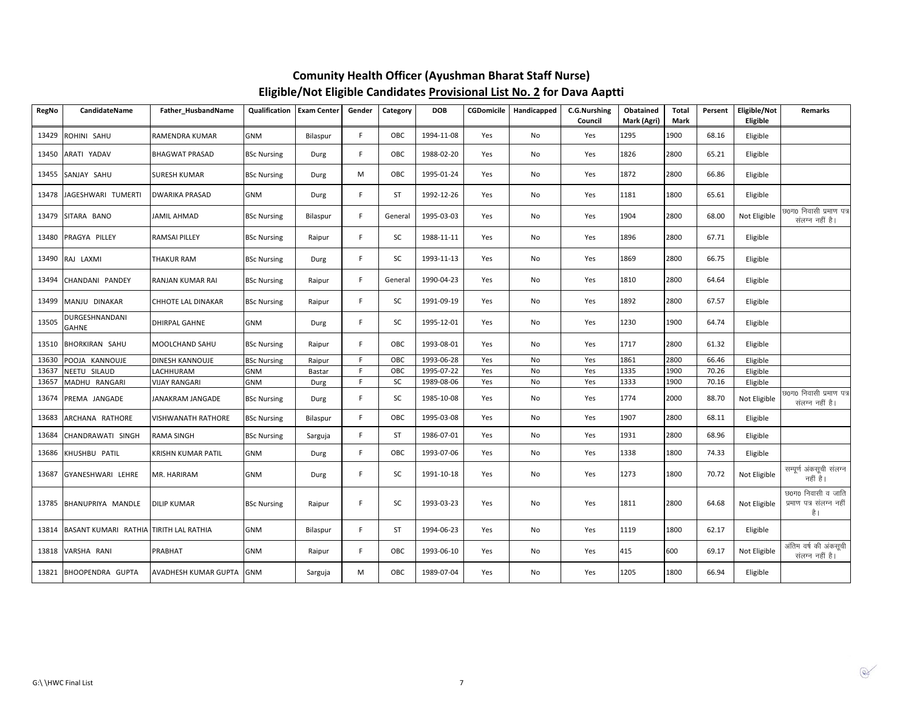## Comunity Health Officer (Ayushman Bharat Staff Nurse)
## Eligible/Not Eligible Candidates Provisional List No. 2 for Dava Aaptti

| RegNo | CandidateName | Father_HusbandName | Qualification | Exam Center | Gender | Category | DOB | CGDomicile | Handicapped | C.G.Nurshing Council | Obatained Mark (Agri) | Total Mark | Persent | Eligible/Not Eligible | Remarks |
|---|---|---|---|---|---|---|---|---|---|---|---|---|---|---|---|
| 13429 | ROHINI SAHU | RAMENDRA KUMAR | GNM | Bilaspur | F | OBC | 1994-11-08 | Yes | No | Yes | 1295 | 1900 | 68.16 | Eligible | |
| 13450 | ARATI YADAV | BHAGWAT PRASAD | BSc Nursing | Durg | F | OBC | 1988-02-20 | Yes | No | Yes | 1826 | 2800 | 65.21 | Eligible | |
| 13455 | SANJAY SAHU | SURESH KUMAR | BSc Nursing | Durg | M | OBC | 1995-01-24 | Yes | No | Yes | 1872 | 2800 | 66.86 | Eligible | |
| 13478 | JAGESHWARI TUMERTI | DWARIKA PRASAD | GNM | Durg | F | ST | 1992-12-26 | Yes | No | Yes | 1181 | 1800 | 65.61 | Eligible | |
| 13479 | SITARA BANO | JAMIL AHMAD | BSc Nursing | Bilaspur | F | General | 1995-03-03 | Yes | No | Yes | 1904 | 2800 | 68.00 | Not Eligible | छ0ग0 निवासी प्रमाण पत्र संलग्न नहीं है। |
| 13480 | PRAGYA PILLEY | RAMSAI PILLEY | BSc Nursing | Raipur | F | SC | 1988-11-11 | Yes | No | Yes | 1896 | 2800 | 67.71 | Eligible | |
| 13490 | RAJ LAXMI | THAKUR RAM | BSc Nursing | Durg | F | SC | 1993-11-13 | Yes | No | Yes | 1869 | 2800 | 66.75 | Eligible | |
| 13494 | CHANDANI PANDEY | RANJAN KUMAR RAI | BSc Nursing | Raipur | F | General | 1990-04-23 | Yes | No | Yes | 1810 | 2800 | 64.64 | Eligible | |
| 13499 | MANJU DINAKAR | CHHOTE LAL DINAKAR | BSc Nursing | Raipur | F | SC | 1991-09-19 | Yes | No | Yes | 1892 | 2800 | 67.57 | Eligible | |
| 13505 | DURGESHNANDANI GAHNE | DHIRPAL GAHNE | GNM | Durg | F | SC | 1995-12-01 | Yes | No | Yes | 1230 | 1900 | 64.74 | Eligible | |
| 13510 | BHORKIRAN SAHU | MOOLCHAND SAHU | BSc Nursing | Raipur | F | OBC | 1993-08-01 | Yes | No | Yes | 1717 | 2800 | 61.32 | Eligible | |
| 13630 | POOJA KANNOUJE | DINESH KANNOUJE | BSc Nursing | Raipur | F | OBC | 1993-06-28 | Yes | No | Yes | 1861 | 2800 | 66.46 | Eligible | |
| 13637 | NEETU SILAUD | LACHHURAM | GNM | Bastar | F | OBC | 1995-07-22 | Yes | No | Yes | 1335 | 1900 | 70.26 | Eligible | |
| 13657 | MADHU RANGARI | VIJAY RANGARI | GNM | Durg | F | SC | 1989-08-06 | Yes | No | Yes | 1333 | 1900 | 70.16 | Eligible | |
| 13674 | PREMA JANGADE | JANAKRAM JANGADE | BSc Nursing | Durg | F | SC | 1985-10-08 | Yes | No | Yes | 1774 | 2000 | 88.70 | Not Eligible | छ0ग0 निवासी प्रमाण पत्र संलग्न नहीं है। |
| 13683 | ARCHANA RATHORE | VISHWANATH RATHORE | BSc Nursing | Bilaspur | F | OBC | 1995-03-08 | Yes | No | Yes | 1907 | 2800 | 68.11 | Eligible | |
| 13684 | CHANDRAWATI SINGH | RAMA SINGH | BSc Nursing | Sarguja | F | ST | 1986-07-01 | Yes | No | Yes | 1931 | 2800 | 68.96 | Eligible | |
| 13686 | KHUSHBU PATIL | KRISHN KUMAR PATIL | GNM | Durg | F | OBC | 1993-07-06 | Yes | No | Yes | 1338 | 1800 | 74.33 | Eligible | |
| 13687 | GYANESHWARI LEHRE | MR. HARIRAM | GNM | Durg | F | SC | 1991-10-18 | Yes | No | Yes | 1273 | 1800 | 70.72 | Not Eligible | सम्पूर्ण अंकसूची संलग्न नहीं है। |
| 13785 | BHANUPRIYA MANDLE | DILIP KUMAR | BSc Nursing | Raipur | F | SC | 1993-03-23 | Yes | No | Yes | 1811 | 2800 | 64.68 | Not Eligible | छ0ग0 निवासी व जाति प्रमाण पत्र संलग्न नहीं है। |
| 13814 | BASANT KUMARI RATHIA | TIRITH LAL RATHIA | GNM | Bilaspur | F | ST | 1994-06-23 | Yes | No | Yes | 1119 | 1800 | 62.17 | Eligible | |
| 13818 | VARSHA RANI | PRABHAT | GNM | Raipur | F | OBC | 1993-06-10 | Yes | No | Yes | 415 | 600 | 69.17 | Not Eligible | अंतिम वर्ष की अंकसूची संलग्न नहीं है। |
| 13821 | BHOOPENDRA GUPTA | AVADHESH KUMAR GUPTA | GNM | Sarguja | M | OBC | 1989-07-04 | Yes | No | Yes | 1205 | 1800 | 66.94 | Eligible | |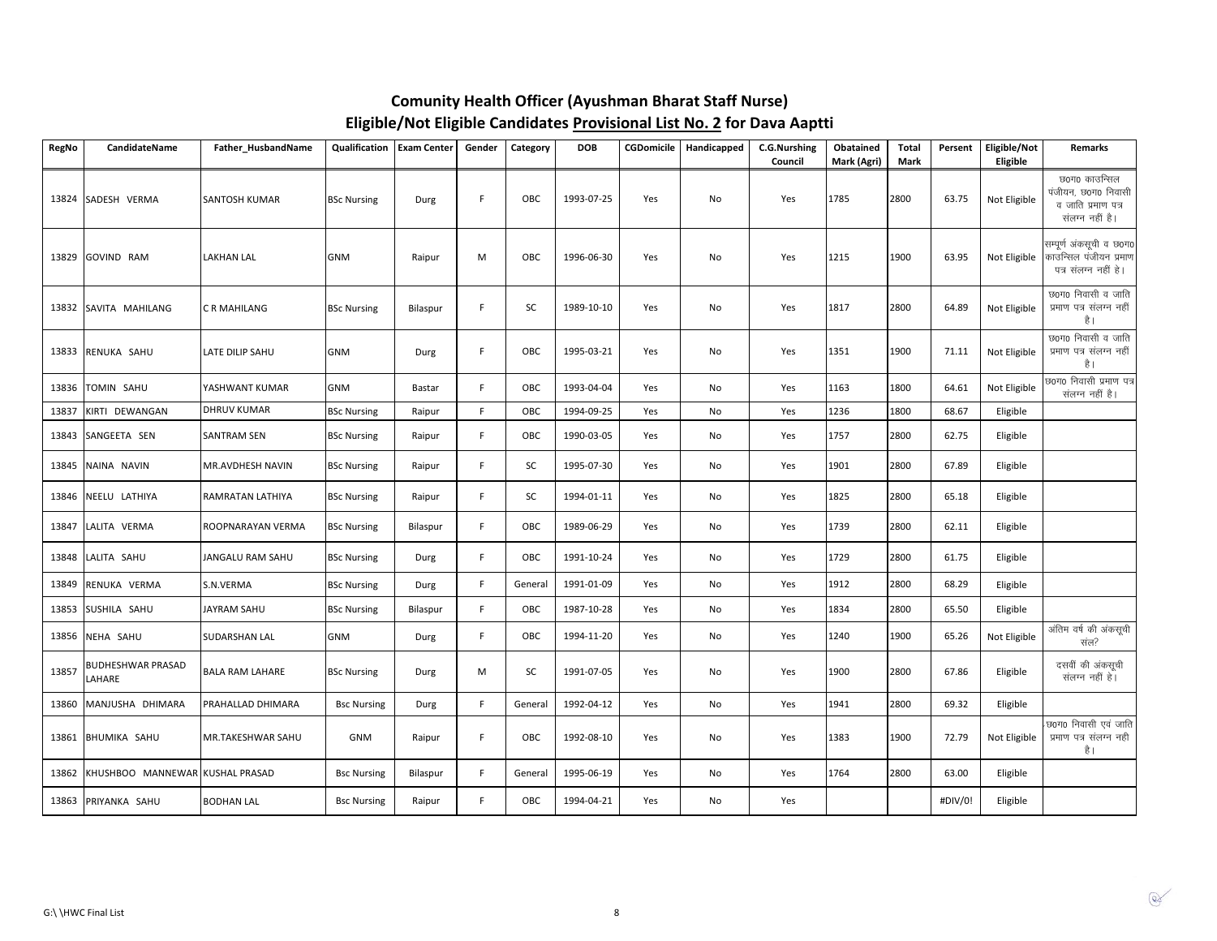## Comunity Health Officer (Ayushman Bharat Staff Nurse)

## Eligible/Not Eligible Candidates Provisional List No. 2 for Dava Aaptti

| RegNo | CandidateName | Father_HusbandName | Qualification | Exam Center | Gender | Category | DOB | CGDomicile | Handicapped | C.G.Nurshing Council | Obatained Mark (Agri) | Total Mark | Persent | Eligible/Not Eligible | Remarks |
|---|---|---|---|---|---|---|---|---|---|---|---|---|---|---|---|
| 13824 | SADESH VERMA | SANTOSH KUMAR | BSc Nursing | Durg | F | OBC | 1993-07-25 | Yes | No | Yes | 1785 | 2800 | 63.75 | Not Eligible | छ0ग0 काउन्सिल पंजीयन, छ0ग0 निवासी व जाति प्रमाण पत्र संलग्न नहीं है। |
| 13829 | GOVIND RAM | LAKHAN LAL | GNM | Raipur | M | OBC | 1996-06-30 | Yes | No | Yes | 1215 | 1900 | 63.95 | Not Eligible | सम्पूर्ण अंकसूची व छ0ग0 काउन्सिल पंजीयन प्रमाण पत्र संलग्न नहीं है। |
| 13832 | SAVITA MAHILANG | C R MAHILANG | BSc Nursing | Bilaspur | F | SC | 1989-10-10 | Yes | No | Yes | 1817 | 2800 | 64.89 | Not Eligible | छ0ग0 निवासी व जाति प्रमाण पत्र संलग्न नहीं है। |
| 13833 | RENUKA SAHU | LATE DILIP SAHU | GNM | Durg | F | OBC | 1995-03-21 | Yes | No | Yes | 1351 | 1900 | 71.11 | Not Eligible | छ0ग0 निवासी व जाति प्रमाण पत्र संलग्न नहीं है। |
| 13836 | TOMIN SAHU | YASHWANT KUMAR | GNM | Bastar | F | OBC | 1993-04-04 | Yes | No | Yes | 1163 | 1800 | 64.61 | Not Eligible | छ0ग0 निवासी प्रमाण पत्र संलग्न नहीं है। |
| 13837 | KIRTI DEWANGAN | DHRUV KUMAR | BSc Nursing | Raipur | F | OBC | 1994-09-25 | Yes | No | Yes | 1236 | 1800 | 68.67 | Eligible | |
| 13843 | SANGEETA SEN | SANTRAM SEN | BSc Nursing | Raipur | F | OBC | 1990-03-05 | Yes | No | Yes | 1757 | 2800 | 62.75 | Eligible | |
| 13845 | NAINA NAVIN | MR.AVDHESH NAVIN | BSc Nursing | Raipur | F | SC | 1995-07-30 | Yes | No | Yes | 1901 | 2800 | 67.89 | Eligible | |
| 13846 | NEELU LATHIYA | RAMRATAN LATHIYA | BSc Nursing | Raipur | F | SC | 1994-01-11 | Yes | No | Yes | 1825 | 2800 | 65.18 | Eligible | |
| 13847 | LALITA VERMA | ROOPNARAYAN VERMA | BSc Nursing | Bilaspur | F | OBC | 1989-06-29 | Yes | No | Yes | 1739 | 2800 | 62.11 | Eligible | |
| 13848 | LALITA SAHU | JANGALU RAM SAHU | BSc Nursing | Durg | F | OBC | 1991-10-24 | Yes | No | Yes | 1729 | 2800 | 61.75 | Eligible | |
| 13849 | RENUKA VERMA | S.N.VERMA | BSc Nursing | Durg | F | General | 1991-01-09 | Yes | No | Yes | 1912 | 2800 | 68.29 | Eligible | |
| 13853 | SUSHILA SAHU | JAYRAM SAHU | BSc Nursing | Bilaspur | F | OBC | 1987-10-28 | Yes | No | Yes | 1834 | 2800 | 65.50 | Eligible | |
| 13856 | NEHA SAHU | SUDARSHAN LAL | GNM | Durg | F | OBC | 1994-11-20 | Yes | No | Yes | 1240 | 1900 | 65.26 | Not Eligible | अंतिम वर्ष की अंकसूची संल? |
| 13857 | BUDHESHWAR PRASAD LAHARE | BALA RAM LAHARE | BSc Nursing | Durg | M | SC | 1991-07-05 | Yes | No | Yes | 1900 | 2800 | 67.86 | Eligible | दसवीं की अंकसूची संलग्न नहीं है। |
| 13860 | MANJUSHA DHIMARA | PRAHALLAD DHIMARA | Bsc Nursing | Durg | F | General | 1992-04-12 | Yes | No | Yes | 1941 | 2800 | 69.32 | Eligible | |
| 13861 | BHUMIKA SAHU | MR.TAKESHWAR SAHU | GNM | Raipur | F | OBC | 1992-08-10 | Yes | No | Yes | 1383 | 1900 | 72.79 | Not Eligible | छ0ग0 निवासी एवं जाति प्रमाण पत्र संलग्न नही है। |
| 13862 | KHUSHBOO MANNEWAR | KUSHAL PRASAD | Bsc Nursing | Bilaspur | F | General | 1995-06-19 | Yes | No | Yes | 1764 | 2800 | 63.00 | Eligible | |
| 13863 | PRIYANKA SAHU | BODHAN LAL | Bsc Nursing | Raipur | F | OBC | 1994-04-21 | Yes | No | Yes | | | #DIV/0! | Eligible | |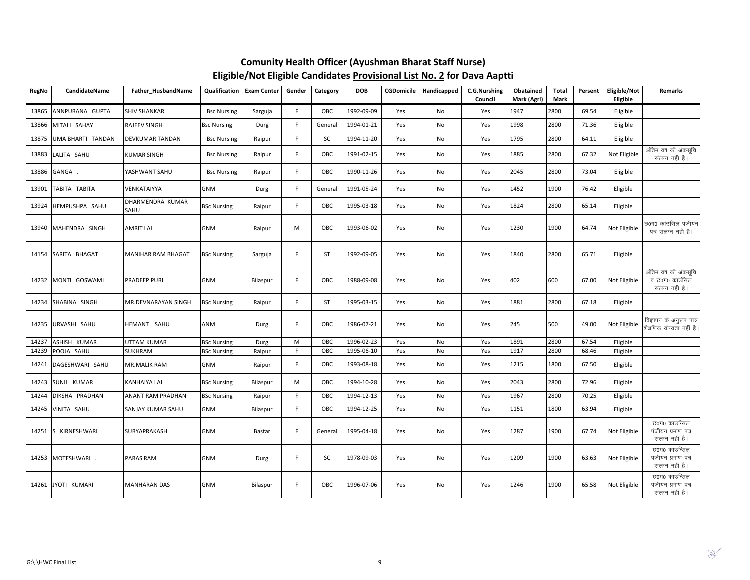## Comunity Health Officer (Ayushman Bharat Staff Nurse)
## Eligible/Not Eligible Candidates Provisional List No. 2 for Dava Aaptti

| RegNo | CandidateName | Father_HusbandName | Qualification | Exam Center | Gender | Category | DOB | CGDomicile | Handicapped | C.G.Nurshing Council | Obatained Mark (Agri) | Total Mark | Persent | Eligible/Not Eligible | Remarks |
|---|---|---|---|---|---|---|---|---|---|---|---|---|---|---|---|
| 13865 | ANNPURANA GUPTA | SHIV SHANKAR | Bsc Nursing | Sarguja | F | OBC | 1992-09-09 | Yes | No | Yes | 1947 | 2800 | 69.54 | Eligible | |
| 13866 | MITALI SAHAY | RAJEEV SINGH | Bsc Nursing | Durg | F | General | 1994-01-21 | Yes | No | Yes | 1998 | 2800 | 71.36 | Eligible | |
| 13875 | UMA BHARTI TANDAN | DEVKUMAR TANDAN | Bsc Nursing | Raipur | F | SC | 1994-11-20 | Yes | No | Yes | 1795 | 2800 | 64.11 | Eligible | |
| 13883 | LALITA SAHU | KUMAR SINGH | Bsc Nursing | Raipur | F | OBC | 1991-02-15 | Yes | No | Yes | 1885 | 2800 | 67.32 | Not Eligible | अंतिम वर्ष की अंकसूचि संलग्न नही है। |
| 13886 | GANGA . | YASHWANT SAHU | Bsc Nursing | Raipur | F | OBC | 1990-11-26 | Yes | No | Yes | 2045 | 2800 | 73.04 | Eligible | |
| 13901 | TABITA TABITA | VENKATAIYYA | GNM | Durg | F | General | 1991-05-24 | Yes | No | Yes | 1452 | 1900 | 76.42 | Eligible | |
| 13924 | HEMPUSHPA SAHU | DHARMENDRA KUMAR SAHU | BSc Nursing | Raipur | F | OBC | 1995-03-18 | Yes | No | Yes | 1824 | 2800 | 65.14 | Eligible | |
| 13940 | MAHENDRA SINGH | AMRIT LAL | GNM | Raipur | M | OBC | 1993-06-02 | Yes | No | Yes | 1230 | 1900 | 64.74 | Not Eligible | छ0ग0 कांउसिल पंजीयन पत्र संलग्न नही है। |
| 14154 | SARITA BHAGAT | MANIHAR RAM BHAGAT | BSc Nursing | Sarguja | F | ST | 1992-09-05 | Yes | No | Yes | 1840 | 2800 | 65.71 | Eligible | |
| 14232 | MONTI GOSWAMI | PRADEEP PURI | GNM | Bilaspur | F | OBC | 1988-09-08 | Yes | No | Yes | 402 | 600 | 67.00 | Not Eligible | अंतिम वर्ष की अंकसूचि व छ0ग0 काउंसिल संलग्न नही है। |
| 14234 | SHABINA SINGH | MR.DEVNARAYAN SINGH | BSc Nursing | Raipur | F | ST | 1995-03-15 | Yes | No | Yes | 1881 | 2800 | 67.18 | Eligible | |
| 14235 | URVASHI SAHU | HEMANT SAHU | ANM | Durg | F | OBC | 1986-07-21 | Yes | No | Yes | 245 | 500 | 49.00 | Not Eligible | विज्ञापन के अनुरूप पात्र शैक्षणिक योग्यता नहीं है। |
| 14237 | ASHISH KUMAR | UTTAM KUMAR | BSc Nursing | Durg | M | OBC | 1996-02-23 | Yes | No | Yes | 1891 | 2800 | 67.54 | Eligible | |
| 14239 | POOJA SAHU | SUKHRAM | BSc Nursing | Raipur | F | OBC | 1995-06-10 | Yes | No | Yes | 1917 | 2800 | 68.46 | Eligible | |
| 14241 | DAGESHWARI SAHU | MR.MALIK RAM | GNM | Raipur | F | OBC | 1993-08-18 | Yes | No | Yes | 1215 | 1800 | 67.50 | Eligible | |
| 14243 | SUNIL KUMAR | KANHAIYA LAL | BSc Nursing | Bilaspur | M | OBC | 1994-10-28 | Yes | No | Yes | 2043 | 2800 | 72.96 | Eligible | |
| 14244 | DIKSHA PRADHAN | ANANT RAM PRADHAN | BSc Nursing | Raipur | F | OBC | 1994-12-13 | Yes | No | Yes | 1967 | 2800 | 70.25 | Eligible | |
| 14245 | VINITA SAHU | SANJAY KUMAR SAHU | GNM | Bilaspur | F | OBC | 1994-12-25 | Yes | No | Yes | 1151 | 1800 | 63.94 | Eligible | |
| 14251 | S KIRNESHWARI | SURYAPRAKASH | GNM | Bastar | F | General | 1995-04-18 | Yes | No | Yes | 1287 | 1900 | 67.74 | Not Eligible | छ0ग0 काउन्सिल पंजीयन प्रमाण पत्र संलग्न नहीं है। |
| 14253 | MOTESHWARI . | PARAS RAM | GNM | Durg | F | SC | 1978-09-03 | Yes | No | Yes | 1209 | 1900 | 63.63 | Not Eligible | छ0ग0 काउन्सिल पंजीयन प्रमाण पत्र संलग्न नहीं है। |
| 14261 | JYOTI KUMARI | MANHARAN DAS | GNM | Bilaspur | F | OBC | 1996-07-06 | Yes | No | Yes | 1246 | 1900 | 65.58 | Not Eligible | छ0ग0 काउन्सिल पंजीयन प्रमाण पत्र संलग्न नहीं है। |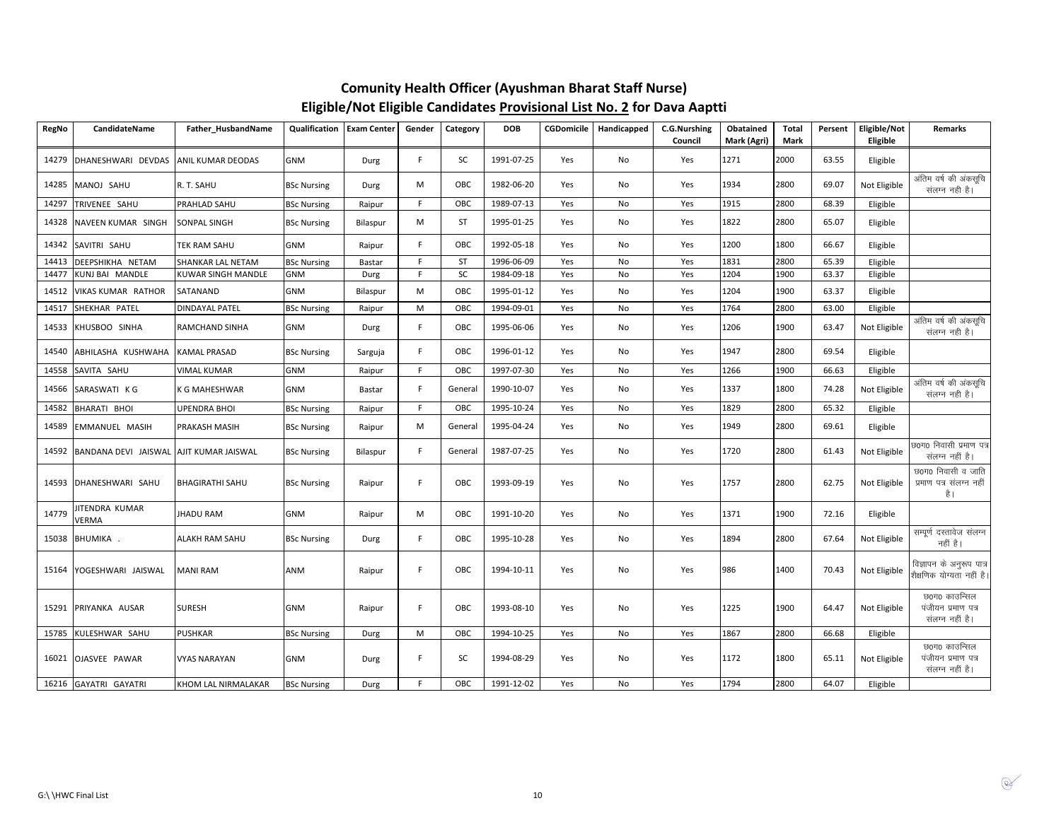# Comunity Health Officer (Ayushman Bharat Staff Nurse)

## Eligible/Not Eligible Candidates Provisional List No. 2 for Dava Aapatti

| RegNo | CandidateName | Father_HusbandName | Qualification | Exam Center | Gender | Category | DOB | CGDomicile | Handicapped | C.G.Nurshing Council | Obatained Mark (Agri) | Total Mark | Persent | Eligible/Not Eligible | Remarks |
|---|---|---|---|---|---|---|---|---|---|---|---|---|---|---|---|
| 14279 | DHANESHWARI DEVDAS | ANIL KUMAR DEODAS | GNM | Durg | F | SC | 1991-07-25 | Yes | No | Yes | 1271 | 2000 | 63.55 | Eligible | |
| 14285 | MANOJ SAHU | R. T. SAHU | BSc Nursing | Durg | M | OBC | 1982-06-20 | Yes | No | Yes | 1934 | 2800 | 69.07 | Not Eligible | अंतिम वर्ष की अंकसूचि संलग्न नही है। |
| 14297 | TRIVENEE SAHU | PRAHLAD SAHU | BSc Nursing | Raipur | F | OBC | 1989-07-13 | Yes | No | Yes | 1915 | 2800 | 68.39 | Eligible | |
| 14328 | NAVEEN KUMAR SINGH | SONPAL SINGH | BSc Nursing | Bilaspur | M | ST | 1995-01-25 | Yes | No | Yes | 1822 | 2800 | 65.07 | Eligible | |
| 14342 | SAVITRI SAHU | TEK RAM SAHU | GNM | Raipur | F | OBC | 1992-05-18 | Yes | No | Yes | 1200 | 1800 | 66.67 | Eligible | |
| 14413 | DEEPSHIKHA NETAM | SHANKAR LAL NETAM | BSc Nursing | Bastar | F | ST | 1996-06-09 | Yes | No | Yes | 1831 | 2800 | 65.39 | Eligible | |
| 14477 | KUNJ BAI MANDLE | KUWAR SINGH MANDLE | GNM | Durg | F | SC | 1984-09-18 | Yes | No | Yes | 1204 | 1900 | 63.37 | Eligible | |
| 14512 | VIKAS KUMAR RATHOR | SATANAND | GNM | Bilaspur | M | OBC | 1995-01-12 | Yes | No | Yes | 1204 | 1900 | 63.37 | Eligible | |
| 14517 | SHEKHAR PATEL | DINDAYAL PATEL | BSc Nursing | Raipur | M | OBC | 1994-09-01 | Yes | No | Yes | 1764 | 2800 | 63.00 | Eligible | |
| 14533 | KHUSBOO SINHA | RAMCHAND SINHA | GNM | Durg | F | OBC | 1995-06-06 | Yes | No | Yes | 1206 | 1900 | 63.47 | Not Eligible | अंतिम वर्ष की अंकसूचि संलग्न नही है। |
| 14540 | ABHILASHA KUSHWAHA | KAMAL PRASAD | BSc Nursing | Sarguja | F | OBC | 1996-01-12 | Yes | No | Yes | 1947 | 2800 | 69.54 | Eligible | |
| 14558 | SAVITA SAHU | VIMAL KUMAR | GNM | Raipur | F | OBC | 1997-07-30 | Yes | No | Yes | 1266 | 1900 | 66.63 | Eligible | |
| 14566 | SARASWATI K G | K G MAHESHWAR | GNM | Bastar | F | General | 1990-10-07 | Yes | No | Yes | 1337 | 1800 | 74.28 | Not Eligible | अंतिम वर्ष की अंकसूचि संलग्न नही है। |
| 14582 | BHARATI BHOI | UPENDRA BHOI | BSc Nursing | Raipur | F | OBC | 1995-10-24 | Yes | No | Yes | 1829 | 2800 | 65.32 | Eligible | |
| 14589 | EMMANUEL MASIH | PRAKASH MASIH | BSc Nursing | Raipur | M | General | 1995-04-24 | Yes | No | Yes | 1949 | 2800 | 69.61 | Eligible | |
| 14592 | BANDANA DEVI JAISWAL | AJIT KUMAR JAISWAL | BSc Nursing | Bilaspur | F | General | 1987-07-25 | Yes | No | Yes | 1720 | 2800 | 61.43 | Not Eligible | छ0ग0 निवासी प्रमाण पत्र संलग्न नहीं है। |
| 14593 | DHANESHWARI SAHU | BHAGIRATHI SAHU | BSc Nursing | Raipur | F | OBC | 1993-09-19 | Yes | No | Yes | 1757 | 2800 | 62.75 | Not Eligible | छ0ग0 निवासी व जाति प्रमाण पत्र संलग्न नहीं है। |
| 14779 | JITENDRA KUMAR VERMA | JHADU RAM | GNM | Raipur | M | OBC | 1991-10-20 | Yes | No | Yes | 1371 | 1900 | 72.16 | Eligible | |
| 15038 | BHUMIKA . | ALAKH RAM SAHU | BSc Nursing | Durg | F | OBC | 1995-10-28 | Yes | No | Yes | 1894 | 2800 | 67.64 | Not Eligible | सम्पूर्ण दस्तावेज संलग्न नहीं है। |
| 15164 | YOGESHWARI JAISWAL | MANI RAM | ANM | Raipur | F | OBC | 1994-10-11 | Yes | No | Yes | 986 | 1400 | 70.43 | Not Eligible | विज्ञापन के अनुरूप पात्र शैक्षणिक योग्यता नहीं है। |
| 15291 | PRIYANKA AUSAR | SURESH | GNM | Raipur | F | OBC | 1993-08-10 | Yes | No | Yes | 1225 | 1900 | 64.47 | Not Eligible | छ0ग0 काउन्सिल पंजीयन प्रमाण पत्र संलग्न नहीं है। |
| 15785 | KULESHWAR SAHU | PUSHKAR | BSc Nursing | Durg | M | OBC | 1994-10-25 | Yes | No | Yes | 1867 | 2800 | 66.68 | Eligible | |
| 16021 | OJASVEE PAWAR | VYAS NARAYAN | GNM | Durg | F | SC | 1994-08-29 | Yes | No | Yes | 1172 | 1800 | 65.11 | Not Eligible | छ0ग0 काउन्सिल पंजीयन प्रमाण पत्र संलग्न नहीं है। |
| 16216 | GAYATRI GAYATRI | KHOM LAL NIRMALAKAR | BSc Nursing | Durg | F | OBC | 1991-12-02 | Yes | No | Yes | 1794 | 2800 | 64.07 | Eligible | |